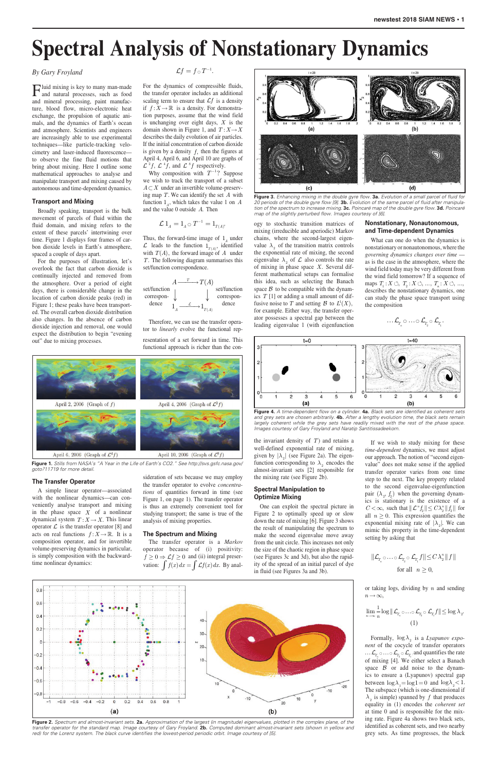# Spectral Analysis of Nonstationary Dynamics

*By Gary Froyland*

Fluid mixing is key to many man-made and natural processes, such as food and mineral processing, paint manufacture, blood flow, micro-electronic heat exchange, the propulsion of aquatic animals, and the dynamics of Earth's ocean and atmosphere. Scientists and engineers are increasingly able to use experimental techniques—like particle-tracking velocimetry and laser-induced fluorescence—to observe the fine fluid motions that bring about mixing. Here I outline some mathematical approaches to analyse and manipulate transport and mixing caused by autonomous and time-dependent dynamics.

## Transport and Mixing

Broadly speaking, transport is the bulk movement of parcels of fluid within the fluid domain, and mixing refers to the extent of these parcels' intertwining over time. Figure 1 displays four frames of carbon dioxide levels in Earth's atmosphere, spaced a couple of days apart.

For the purposes of illustration, let's overlook the fact that carbon dioxide is continually injected and removed from the atmosphere. Over a period of eight days, there is considerable change in the location of carbon dioxide peaks (red) in Figure 1; these peaks have been transported. The overall carbon dioxide distribution also changes. In the absence of carbon dioxide injection and removal, one would expect the distribution to begin "evening out" due to mixing processes.

April 2, 2006 (Graph of $f$) — April 4, 2006 (Graph of $\mathcal{L}^2 f$) — April 6, 2006 (Graph of $\mathcal{L}^4 f$) — April 10, 2006 (Graph of $\mathcal{L}^8 f$)

**Figure 1.** *Stills from NASA's "A Year in the Life of Earth's CO2." See http://svs.gsfc.nasa.gov/goto?11719 for more detail.*

## The Transfer Operator

A simple linear operator—associated with the nonlinear dynamics—can conveniently analyse transport and mixing in the phase space $X$ of a nonlinear dynamical system $T: X \to X$. This linear operator $\mathcal{L}$ is the transfer operator [8] and acts on real functions $f: X \to \mathbb{R}$. It is a composition operator, and for invertible volume-preserving dynamics in particular, is simply composition with the backward-time nonlinear dynamics:

$$\mathcal{L}f = f \circ T^{-1}.$$

For the dynamics of compressible fluids, the transfer operator includes an additional scaling term to ensure that $\mathcal{L}f$ is a density if $f: X \to \mathbb{R}$ is a density. For demonstration purposes, assume that the wind field is unchanging over eight days, $X$ is the domain shown in Figure 1, and $T: X \to X$ describes the daily evolution of air particles. If the initial concentration of carbon dioxide is given by a density $f$, then the figures at April 4, April 6, and April 10 are graphs of $\mathcal{L}^2 f$, $\mathcal{L}^4 f$, and $\mathcal{L}^8 f$ respectively.

Why composition with $T^{-1}$? Suppose we wish to track the transport of a subset $A \subset X$ under an invertible volume-preserving map $T$. We can identify the set $A$ with function $1_A$, which takes the value 1 on $A$ and the value 0 outside $A$. Then

$$\mathcal{L}\,1_A = 1_A \circ T^{-1} = 1_{T(A)}.$$

Thus, the forward-time image of $1_A$ under $\mathcal{L}$ leads to the function $1_{T(A)}$, identified with $T(A)$, the forward image of $A$ under $T$. The following diagram summarises this set/function correspondence.

$$\begin{array}{ccc} A & \xrightarrow{\;T\;} & T(A) \\ \big\downarrow & & \big\downarrow \\ 1_A & \xrightarrow{\;\mathcal{L}\;} & 1_{T(A)} \end{array}$$

(vertical arrows: set/function correspondence)

Therefore, we can use the transfer operator to *linearly* evolve the functional representation of a set forward in time. This functional approach is richer than the consideration of sets because we may employ the transfer operator to evolve *concentrations* of quantities forward in time (see Figure 1, on page 1). The transfer operator is thus an extremely convenient tool for studying transport; the same is true of the analysis of mixing properties.

## The Spectrum and Mixing

The transfer operator is a *Markov* operator because of (i) positivity: $f \geq 0 \Rightarrow \mathcal{L}f \geq 0$ and (ii) integral preservation: $\int f(x)\,dx = \int \mathcal{L}f(x)\,dx$. By analogy to stochastic transition matrices of mixing (irreducible and aperiodic) Markov chains, where the second-largest eigenvalue $\lambda_2$ of the transition matrix controls the exponential rate of mixing, the second eigenvalue $\lambda_2$ of $\mathcal{L}$ also controls the rate of mixing in phase space $X$. Several different mathematical setups can formalise this idea, such as selecting the Banach space $\mathcal{B}$ to be compatible with the dynamics $T$ [1] or adding a small amount of diffusive noise to $T$ and setting $\mathcal{B}$ to $L^2(X)$, for example. Either way, the transfer operator possesses a spectral gap between the leading eigenvalue 1 (with eigenfunction the invariant density of $T$) and retains a well-defined exponential rate of mixing, given by $|\lambda_2|$ (see Figure 2a). The eigenfunction corresponding to $\lambda_2$ encodes the almost-invariant sets [2] responsible for the mixing rate (see Figure 2b).

## Spectral Manipulation to Optimize Mixing

One can exploit the spectral picture in Figure 2 to optimally speed up or slow down the rate of mixing [6]. Figure 3 shows the result of manipulating the spectrum to make the second eigenvalue move away from the unit circle. This increases not only the size of the chaotic region in phase space (see Figures 3c and 3d), but also the rapidity of the spread of an initial parcel of dye in fluid (see Figures 3a and 3b).

**Figure 3.** *Enhancing mixing in the double gyre flow.* **3a.** *Evolution of a small parcel of fluid for 20 periods of the double gyre flow [9].* **3b.** *Evolution of the same parcel of fluid after manipulation of the spectrum to increase mixing.* **3c.** *Poincaré map of the double gyre flow.* **3d.** *Poincaré plot of the slightly perturbed flow. Images courtesy of [6].*

## Nonstationary, Nonautonomous, and Time-dependent Dynamics

What can one do when the dynamics is nonstationary or nonautonomous, where the *governing dynamics changes over time* — as is the case in the atmosphere, where the wind field today may be very different from the wind field tomorrow? If a sequence of maps $T_1: X \circlearrowleft$, $T_2: X \circlearrowleft$, ..., $T_n: X \circlearrowleft$, ..., describes the nonstationary dynamics, one can study the phase space transport using the composition

$$\ldots \mathcal{L}_{T_n} \circ \ldots \circ \mathcal{L}_{T_2} \circ \mathcal{L}_{T_1}.$$

**Figure 4.** *A time-dependent flow on a cylinder.* **4a.** *Black sets are identified as coherent sets and grey sets are chosen arbitrarily.* **4b.** *After a lengthy evolution time, the black sets remain largely coherent while the grey sets have readily mixed with the rest of the phase space. Images courtesy of Gary Froyland and Naratip Santitissadeekorn.*

If we wish to study mixing for these *time-dependent* dynamics, we must adjust our approach. The notion of "second eigenvalue" does not make sense if the applied transfer operator varies from one time step to the next. The key property related to the second eigenvalue-eigenfunction pair $(\lambda_2, f_2)$ when the governing dynamics is stationary is the existence of a $C < \infty$, such that $\|\mathcal{L}^n f_2\| \leq C\lambda_2^n \|f_2\|$ for all $n \geq 0$. This expression quantifies the exponential mixing rate of $|\lambda_2|$. We can mimic this property in the time-dependent setting by asking that

$$\|\mathcal{L}_{T_n} \circ \ldots \circ \mathcal{L}_{T_2} \circ \mathcal{L}_{T_1} f\| \leq C\lambda_2^n \|f\|$$

for all $n \geq 0$,

or taking logs, dividing by $n$ and sending $n \to \infty$,

$$\lim_{n\to\infty} \frac{1}{n} \log \|\mathcal{L}_{T_n} \circ \ldots \circ \mathcal{L}_{T_2} \circ \mathcal{L}_{T_1} f\| \leq \log \lambda_2. \tag{1}$$

Formally, $\log \lambda_2$ is a *Lyapunov exponent* of the cocycle of transfer operators $\ldots \mathcal{L}_{T_n} \circ \ldots \circ \mathcal{L}_{T_2} \circ \mathcal{L}_{T_1}$ and quantifies the rate of mixing [4]. We either select a Banach space $\mathcal{B}$ or add noise to the dynamics to ensure a (Lyapunov) spectral gap between $\log \lambda_1 = \log 1 = 0$ and $\log \lambda_2 < 1$. The subspace (which is one-dimensional if $\lambda_2$ is simply) spanned by $f$ that produces equality in (1) encodes the *coherent set* at time 0 and is responsible for the mixing rate. Figure 4a shows two black sets, identified as coherent sets, and two nearby grey sets. As time progresses, the black

**Figure 2.** *Spectrum and almost-invariant sets.* **2a.** *Approximation of the largest (in magnitude) eigenvalues, plotted in the complex plane, of the transfer operator for the standard map. Image courtesy of Gary Froyland.* **2b.** *Computed dominant almost-invariant sets (shown in yellow and red) for the Lorenz system. The black curve identifies the lowest-period periodic orbit. Image courtesy of [5].*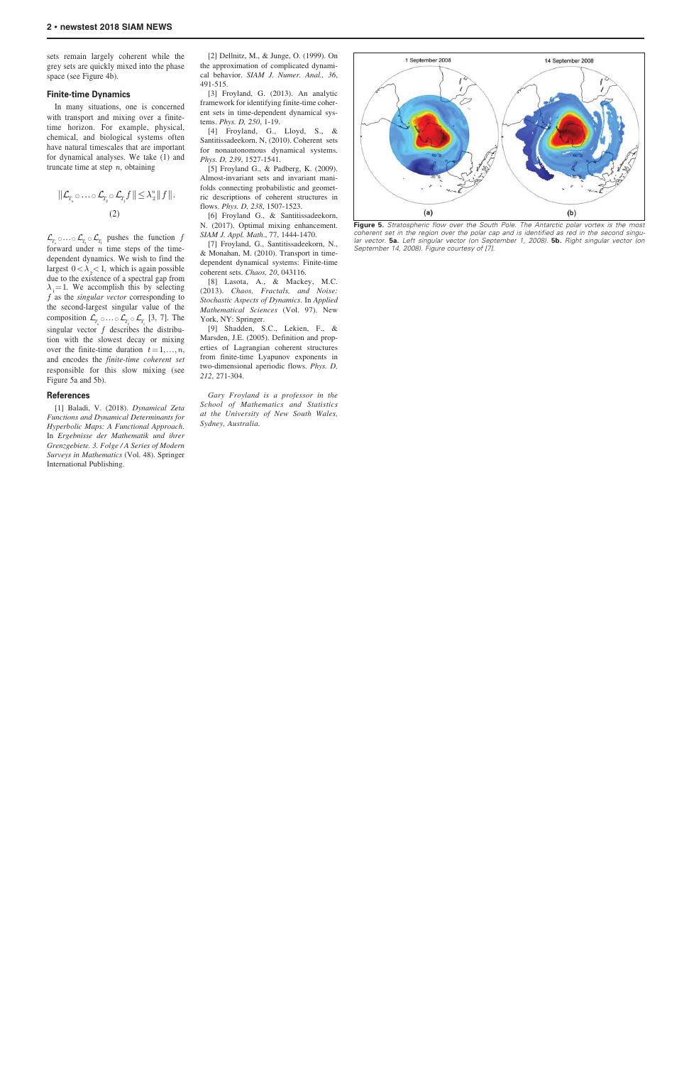sets remain largely coherent while the grey sets are quickly mixed into the phase space (see Figure 4b).

### Finite-time Dynamics

In many situations, one is concerned with transport and mixing over a finite-time horizon. For example, physical, chemical, and biological systems often have natural timescales that are important for dynamical analyses. We take (1) and truncate time at step $n$, obtaining

$$\|\mathcal{L}_{T_n} \circ \cdots \circ \mathcal{L}_{T_2} \circ \mathcal{L}_{T_1} f\| \leq \lambda_2^n \|f\|. \tag{2}$$

$\mathcal{L}_{T_n} \circ \cdots \circ \mathcal{L}_{T_2} \circ \mathcal{L}_{T_1}$ pushes the function $f$ forward under $n$ time steps of the time-dependent dynamics. We wish to find the largest $0 < \lambda_2 < 1$, which is again possible due to the existence of a spectral gap from $\lambda_1 = 1$. We accomplish this by selecting $f$ as the *singular vector* corresponding to the second-largest singular value of the composition $\mathcal{L}_{T_n} \circ \cdots \circ \mathcal{L}_{T_2} \circ \mathcal{L}_{T_1}$ [3, 7]. The singular vector $f$ describes the distribution with the slowest decay or mixing over the finite-time duration $t = 1, \ldots, n$, and encodes the *finite-time coherent set* responsible for this slow mixing (see Figure 5a and 5b).

### References

[1] Baladi, V. (2018). *Dynamical Zeta Functions and Dynamical Determinants for Hyperbolic Maps: A Functional Approach*. In *Ergebnisse der Mathematik und ihrer Grenzgebiete. 3. Folge / A Series of Modern Surveys in Mathematics* (Vol. 48). Springer International Publishing.

[2] Dellnitz, M., & Junge, O. (1999). On the approximation of complicated dynamical behavior. *SIAM J. Numer. Anal., 36*, 491-515.

[3] Froyland, G. (2013). An analytic framework for identifying finite-time coherent sets in time-dependent dynamical systems. *Phys. D, 250*, 1-19.

[4] Froyland, G., Lloyd, S., & Santitissadeekorn, N, (2010). Coherent sets for nonautonomous dynamical systems. *Phys. D, 239*, 1527-1541.

[5] Froyland G., & Padberg, K. (2009). Almost-invariant sets and invariant manifolds connecting probabilistic and geometric descriptions of coherent structures in flows. *Phys. D, 238*, 1507-1523.

[6] Froyland G., & Santitissadeekorn, N. (2017). Optimal mixing enhancement. *SIAM J. Appl. Math.*, 77, 1444-1470.

[7] Froyland, G., Santitissadeekorn, N., & Monahan, M. (2010). Transport in time-dependent dynamical systems: Finite-time coherent sets. *Chaos, 20*, 043116.

[8] Lasota, A., & Mackey, M.C. (2013). *Chaos, Fractals, and Noise: Stochastic Aspects of Dynamics*. In *Applied Mathematical Sciences* (Vol. 97). New York, NY: Springer.

[9] Shadden, S.C., Lekien, F., & Marsden, J.E. (2005). Definition and properties of Lagrangian coherent structures from finite-time Lyapunov exponents in two-dimensional aperiodic flows. *Phys. D, 212*, 271-304.

*Gary Froyland is a professor in the School of Mathematics and Statistics at the University of New South Wales, Sydney, Australia.*

1 September 2008

14 September 2008

(a)

(b)

**Figure 5.** *Stratospheric flow over the South Pole. The Antarctic polar vortex is the most coherent set in the region over the polar cap and is identified as red in the second singular vector.* **5a.** *Left singular vector (on September 1, 2008).* **5b.** *Right singular vector (on September 14, 2008). Figure courtesy of [7].*